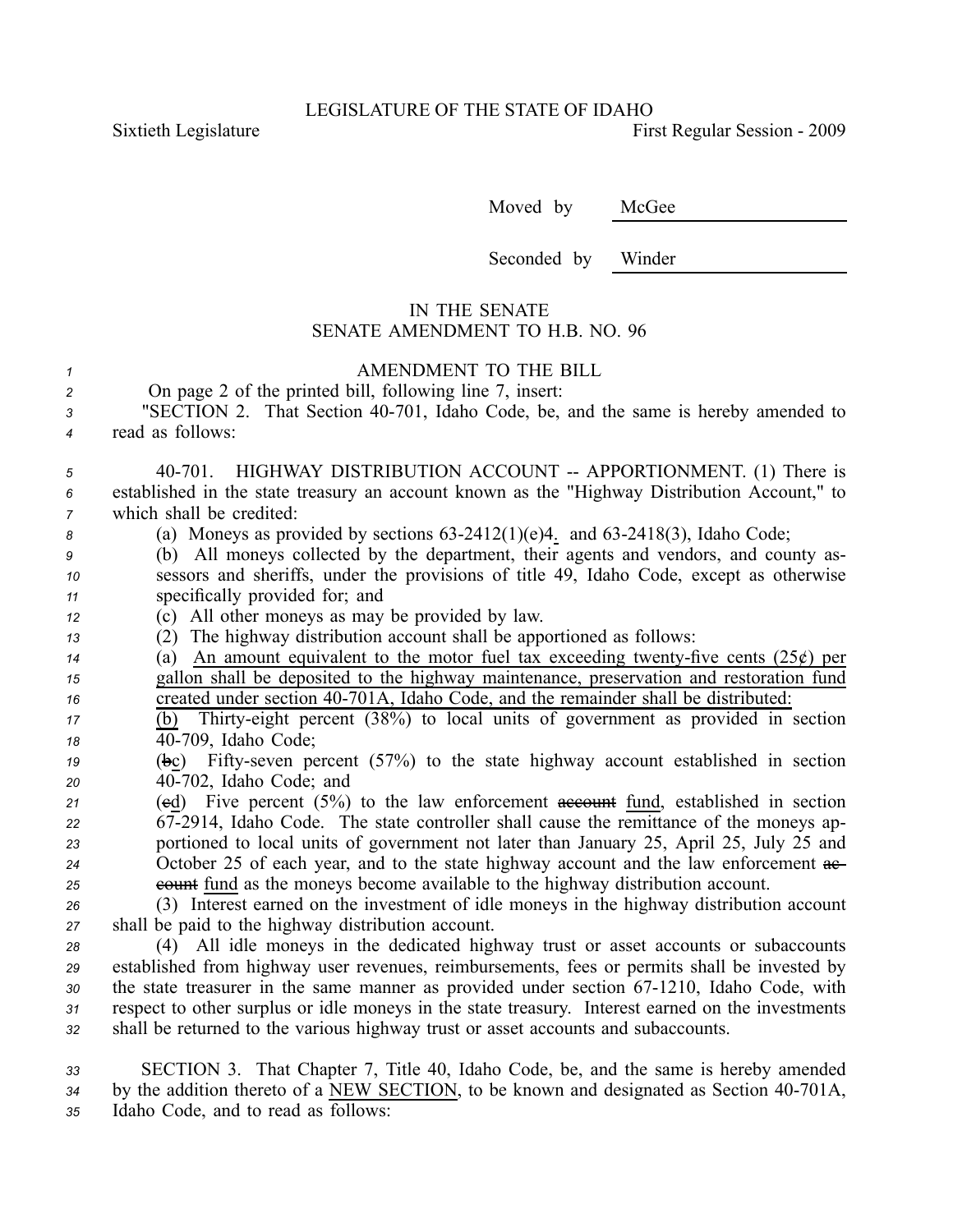LEGISLATURE OF THE STATE OF IDAHO

Sixtieth Legislature First Regular Session - 2009

Moved by McGee

Seconded by Winder

IN THE SENATE
SENATE AMENDMENT TO H.B. NO. 96

AMENDMENT TO THE BILL

On page 2 of the printed bill, following line 7, insert:

"SECTION 2. That Section 40-701, Idaho Code, be, and the same is hereby amended to read as follows:

40-701. HIGHWAY DISTRIBUTION ACCOUNT -- APPORTIONMENT. (1) There is established in the state treasury an account known as the "Highway Distribution Account," to which shall be credited:

(a) Moneys as provided by sections 63-2412(1)(e)4. and 63-2418(3), Idaho Code;

(b) All moneys collected by the department, their agents and vendors, and county assessors and sheriffs, under the provisions of title 49, Idaho Code, except as otherwise specifically provided for; and

(c) All other moneys as may be provided by law.

(2) The highway distribution account shall be apportioned as follows:

(a) An amount equivalent to the motor fuel tax exceeding twenty-five cents (25¢) per gallon shall be deposited to the highway maintenance, preservation and restoration fund created under section 40-701A, Idaho Code, and the remainder shall be distributed:

(b) Thirty-eight percent (38%) to local units of government as provided in section 40-709, Idaho Code;

(~~b~~c) Fifty-seven percent (57%) to the state highway account established in section 40-702, Idaho Code; and

(~~c~~d) Five percent (5%) to the law enforcement ~~account~~ fund, established in section 67-2914, Idaho Code. The state controller shall cause the remittance of the moneys apportioned to local units of government not later than January 25, April 25, July 25 and October 25 of each year, and to the state highway account and the law enforcement ~~account~~ fund as the moneys become available to the highway distribution account.

(3) Interest earned on the investment of idle moneys in the highway distribution account shall be paid to the highway distribution account.

(4) All idle moneys in the dedicated highway trust or asset accounts or subaccounts established from highway user revenues, reimbursements, fees or permits shall be invested by the state treasurer in the same manner as provided under section 67-1210, Idaho Code, with respect to other surplus or idle moneys in the state treasury. Interest earned on the investments shall be returned to the various highway trust or asset accounts and subaccounts.

SECTION 3. That Chapter 7, Title 40, Idaho Code, be, and the same is hereby amended by the addition thereto of a NEW SECTION, to be known and designated as Section 40-701A, Idaho Code, and to read as follows: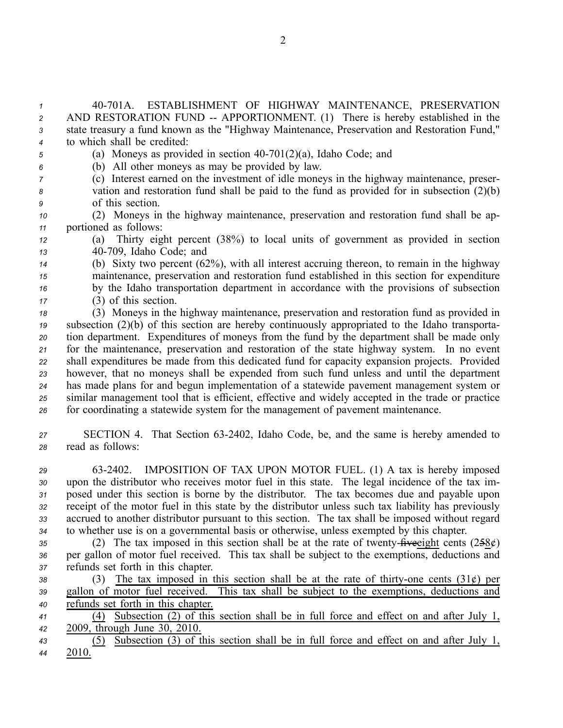40-701A. ESTABLISHMENT OF HIGHWAY MAINTENANCE, PRESERVATION AND RESTORATION FUND -- APPORTIONMENT. (1) There is hereby established in the state treasury a fund known as the "Highway Maintenance, Preservation and Restoration Fund," to which shall be credited:

(a) Moneys as provided in section 40-701(2)(a), Idaho Code; and

(b) All other moneys as may be provided by law.

(c) Interest earned on the investment of idle moneys in the highway maintenance, preservation and restoration fund shall be paid to the fund as provided for in subsection (2)(b) of this section.

(2) Moneys in the highway maintenance, preservation and restoration fund shall be apportioned as follows:

(a) Thirty eight percent (38%) to local units of government as provided in section 40-709, Idaho Code; and

(b) Sixty two percent (62%), with all interest accruing thereon, to remain in the highway maintenance, preservation and restoration fund established in this section for expenditure by the Idaho transportation department in accordance with the provisions of subsection (3) of this section.

(3) Moneys in the highway maintenance, preservation and restoration fund as provided in subsection (2)(b) of this section are hereby continuously appropriated to the Idaho transportation department. Expenditures of moneys from the fund by the department shall be made only for the maintenance, preservation and restoration of the state highway system. In no event shall expenditures be made from this dedicated fund for capacity expansion projects. Provided however, that no moneys shall be expended from such fund unless and until the department has made plans for and begun implementation of a statewide pavement management system or similar management tool that is efficient, effective and widely accepted in the trade or practice for coordinating a statewide system for the management of pavement maintenance.

SECTION 4. That Section 63-2402, Idaho Code, be, and the same is hereby amended to read as follows:

63-2402. IMPOSITION OF TAX UPON MOTOR FUEL. (1) A tax is hereby imposed upon the distributor who receives motor fuel in this state. The legal incidence of the tax imposed under this section is borne by the distributor. The tax becomes due and payable upon receipt of the motor fuel in this state by the distributor unless such tax liability has previously accrued to another distributor pursuant to this section. The tax shall be imposed without regard to whether use is on a governmental basis or otherwise, unless exempted by this chapter.

(2) The tax imposed in this section shall be at the rate of twenty-~~five~~eight cents (2~~5~~8¢) per gallon of motor fuel received. This tax shall be subject to the exemptions, deductions and refunds set forth in this chapter.

(3) The tax imposed in this section shall be at the rate of thirty-one cents (31¢) per gallon of motor fuel received. This tax shall be subject to the exemptions, deductions and refunds set forth in this chapter.

(4) Subsection (2) of this section shall be in full force and effect on and after July 1, 2009, through June 30, 2010.

(5) Subsection (3) of this section shall be in full force and effect on and after July 1, 2010.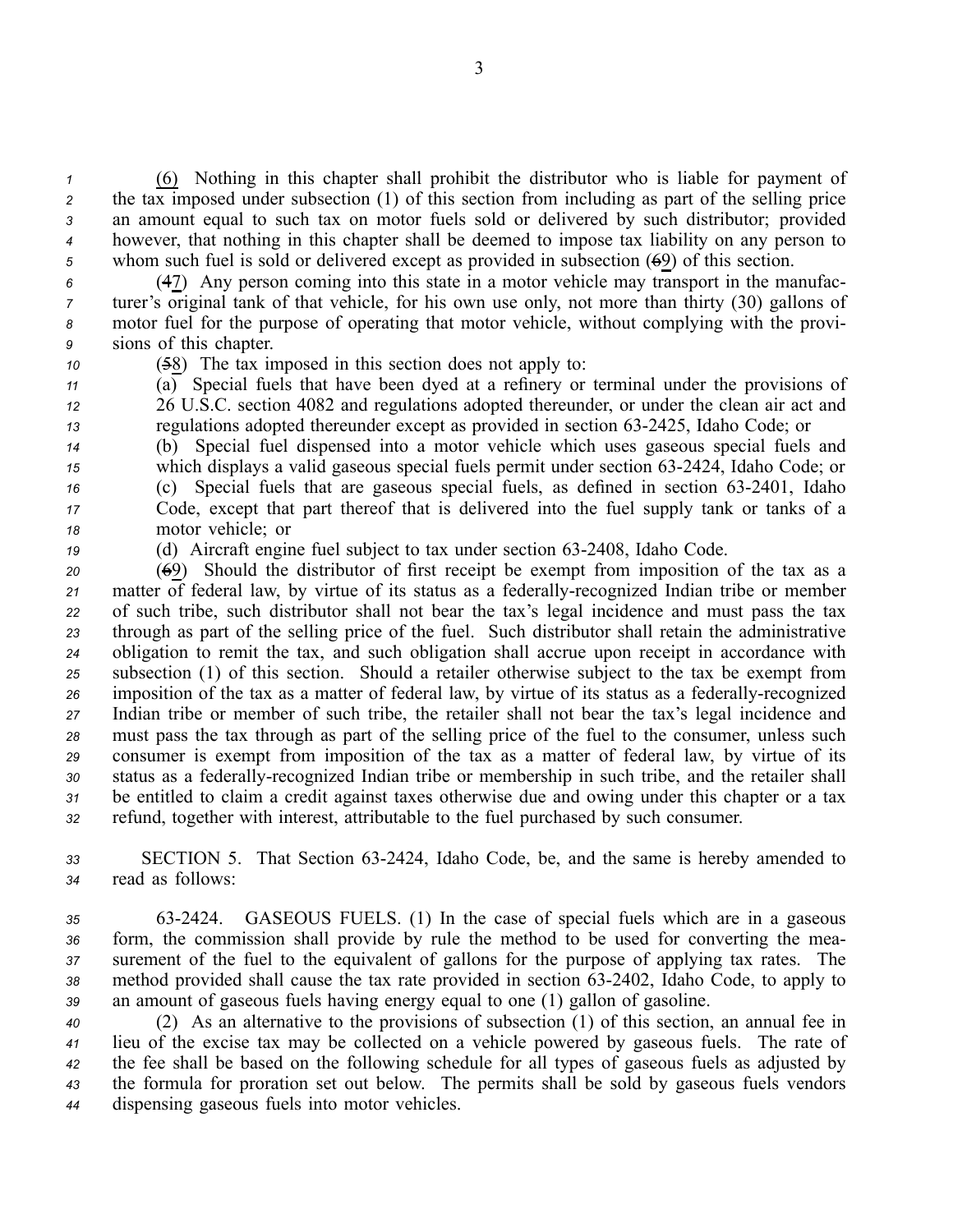(6) Nothing in this chapter shall prohibit the distributor who is liable for payment of the tax imposed under subsection (1) of this section from including as part of the selling price an amount equal to such tax on motor fuels sold or delivered by such distributor; provided however, that nothing in this chapter shall be deemed to impose tax liability on any person to whom such fuel is sold or delivered except as provided in subsection (~~6~~9) of this section.

(~~4~~7) Any person coming into this state in a motor vehicle may transport in the manufacturer's original tank of that vehicle, for his own use only, not more than thirty (30) gallons of motor fuel for the purpose of operating that motor vehicle, without complying with the provisions of this chapter.

(~~5~~8) The tax imposed in this section does not apply to:

(a) Special fuels that have been dyed at a refinery or terminal under the provisions of 26 U.S.C. section 4082 and regulations adopted thereunder, or under the clean air act and regulations adopted thereunder except as provided in section 63-2425, Idaho Code; or

(b) Special fuel dispensed into a motor vehicle which uses gaseous special fuels and which displays a valid gaseous special fuels permit under section 63-2424, Idaho Code; or

(c) Special fuels that are gaseous special fuels, as defined in section 63-2401, Idaho Code, except that part thereof that is delivered into the fuel supply tank or tanks of a motor vehicle; or

(d) Aircraft engine fuel subject to tax under section 63-2408, Idaho Code.

(~~6~~9) Should the distributor of first receipt be exempt from imposition of the tax as a matter of federal law, by virtue of its status as a federally-recognized Indian tribe or member of such tribe, such distributor shall not bear the tax's legal incidence and must pass the tax through as part of the selling price of the fuel. Such distributor shall retain the administrative obligation to remit the tax, and such obligation shall accrue upon receipt in accordance with subsection (1) of this section. Should a retailer otherwise subject to the tax be exempt from imposition of the tax as a matter of federal law, by virtue of its status as a federally-recognized Indian tribe or member of such tribe, the retailer shall not bear the tax's legal incidence and must pass the tax through as part of the selling price of the fuel to the consumer, unless such consumer is exempt from imposition of the tax as a matter of federal law, by virtue of its status as a federally-recognized Indian tribe or membership in such tribe, and the retailer shall be entitled to claim a credit against taxes otherwise due and owing under this chapter or a tax refund, together with interest, attributable to the fuel purchased by such consumer.

SECTION 5. That Section 63-2424, Idaho Code, be, and the same is hereby amended to read as follows:

63-2424. GASEOUS FUELS. (1) In the case of special fuels which are in a gaseous form, the commission shall provide by rule the method to be used for converting the measurement of the fuel to the equivalent of gallons for the purpose of applying tax rates. The method provided shall cause the tax rate provided in section 63-2402, Idaho Code, to apply to an amount of gaseous fuels having energy equal to one (1) gallon of gasoline.

(2) As an alternative to the provisions of subsection (1) of this section, an annual fee in lieu of the excise tax may be collected on a vehicle powered by gaseous fuels. The rate of the fee shall be based on the following schedule for all types of gaseous fuels as adjusted by the formula for proration set out below. The permits shall be sold by gaseous fuels vendors dispensing gaseous fuels into motor vehicles.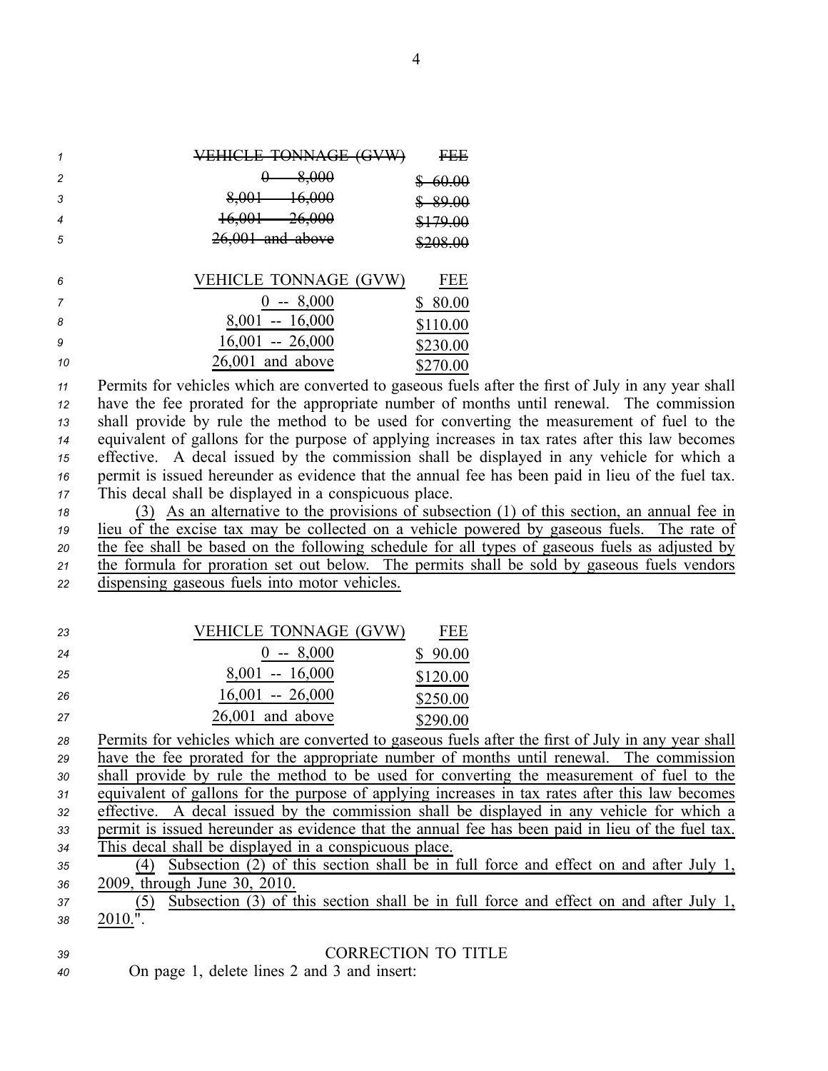| ~~VEHICLE TONNAGE (GVW)~~ | ~~FEE~~ |
|---|---|
| ~~0 -- 8,000~~ | ~~$ 60.00~~ |
| ~~8,001 -- 16,000~~ | ~~$ 89.00~~ |
| ~~16,001 -- 26,000~~ | ~~$179.00~~ |
| ~~26,001 and above~~ | ~~$208.00~~ |

| VEHICLE TONNAGE (GVW) | FEE |
|---|---|
| 0 -- 8,000 | $ 80.00 |
| 8,001 -- 16,000 | $110.00 |
| 16,001 -- 26,000 | $230.00 |
| 26,001 and above | $270.00 |

Permits for vehicles which are converted to gaseous fuels after the first of July in any year shall have the fee prorated for the appropriate number of months until renewal. The commission shall provide by rule the method to be used for converting the measurement of fuel to the equivalent of gallons for the purpose of applying increases in tax rates after this law becomes effective. A decal issued by the commission shall be displayed in any vehicle for which a permit is issued hereunder as evidence that the annual fee has been paid in lieu of the fuel tax. This decal shall be displayed in a conspicuous place.

(3) As an alternative to the provisions of subsection (1) of this section, an annual fee in lieu of the excise tax may be collected on a vehicle powered by gaseous fuels. The rate of the fee shall be based on the following schedule for all types of gaseous fuels as adjusted by the formula for proration set out below. The permits shall be sold by gaseous fuels vendors dispensing gaseous fuels into motor vehicles.

| VEHICLE TONNAGE (GVW) | FEE |
|---|---|
| 0 -- 8,000 | $ 90.00 |
| 8,001 -- 16,000 | $120.00 |
| 16,001 -- 26,000 | $250.00 |
| 26,001 and above | $290.00 |

Permits for vehicles which are converted to gaseous fuels after the first of July in any year shall have the fee prorated for the appropriate number of months until renewal. The commission shall provide by rule the method to be used for converting the measurement of fuel to the equivalent of gallons for the purpose of applying increases in tax rates after this law becomes effective. A decal issued by the commission shall be displayed in any vehicle for which a permit is issued hereunder as evidence that the annual fee has been paid in lieu of the fuel tax. This decal shall be displayed in a conspicuous place.

(4) Subsection (2) of this section shall be in full force and effect on and after July 1, 2009, through June 30, 2010.

(5) Subsection (3) of this section shall be in full force and effect on and after July 1, 2010.".

CORRECTION TO TITLE

On page 1, delete lines 2 and 3 and insert: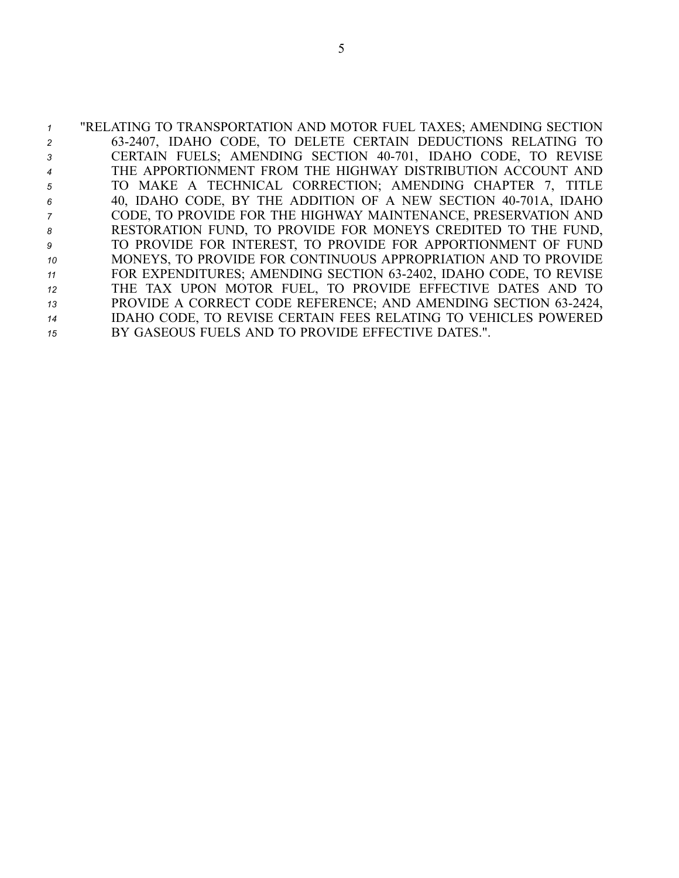"RELATING TO TRANSPORTATION AND MOTOR FUEL TAXES; AMENDING SECTION 63-2407, IDAHO CODE, TO DELETE CERTAIN DEDUCTIONS RELATING TO CERTAIN FUELS; AMENDING SECTION 40-701, IDAHO CODE, TO REVISE THE APPORTIONMENT FROM THE HIGHWAY DISTRIBUTION ACCOUNT AND TO MAKE A TECHNICAL CORRECTION; AMENDING CHAPTER 7, TITLE 40, IDAHO CODE, BY THE ADDITION OF A NEW SECTION 40-701A, IDAHO CODE, TO PROVIDE FOR THE HIGHWAY MAINTENANCE, PRESERVATION AND RESTORATION FUND, TO PROVIDE FOR MONEYS CREDITED TO THE FUND, TO PROVIDE FOR INTEREST, TO PROVIDE FOR APPORTIONMENT OF FUND MONEYS, TO PROVIDE FOR CONTINUOUS APPROPRIATION AND TO PROVIDE FOR EXPENDITURES; AMENDING SECTION 63-2402, IDAHO CODE, TO REVISE THE TAX UPON MOTOR FUEL, TO PROVIDE EFFECTIVE DATES AND TO PROVIDE A CORRECT CODE REFERENCE; AND AMENDING SECTION 63-2424, IDAHO CODE, TO REVISE CERTAIN FEES RELATING TO VEHICLES POWERED BY GASEOUS FUELS AND TO PROVIDE EFFECTIVE DATES.".